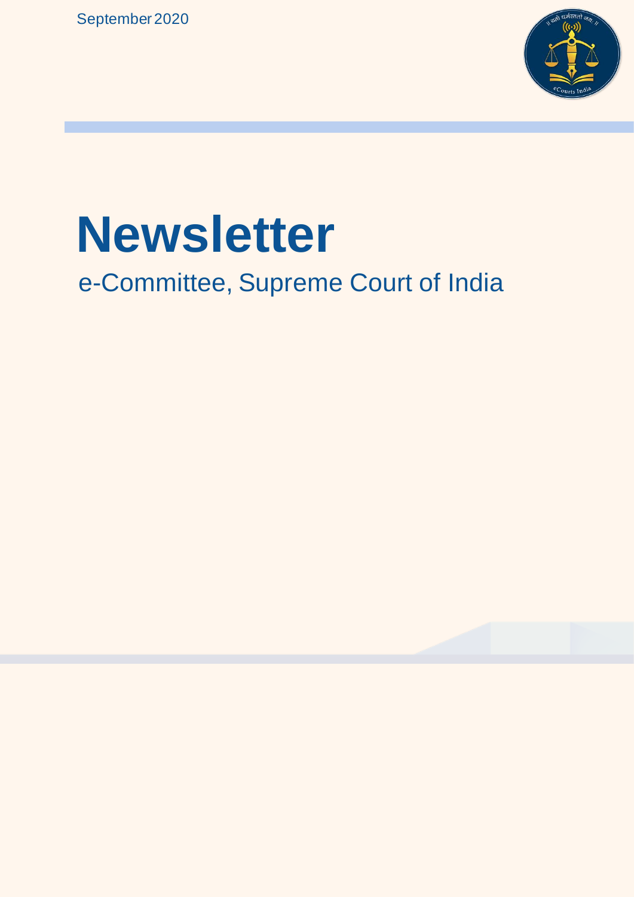September 2020

# Newsletter

## e-Committee, Supreme Court of India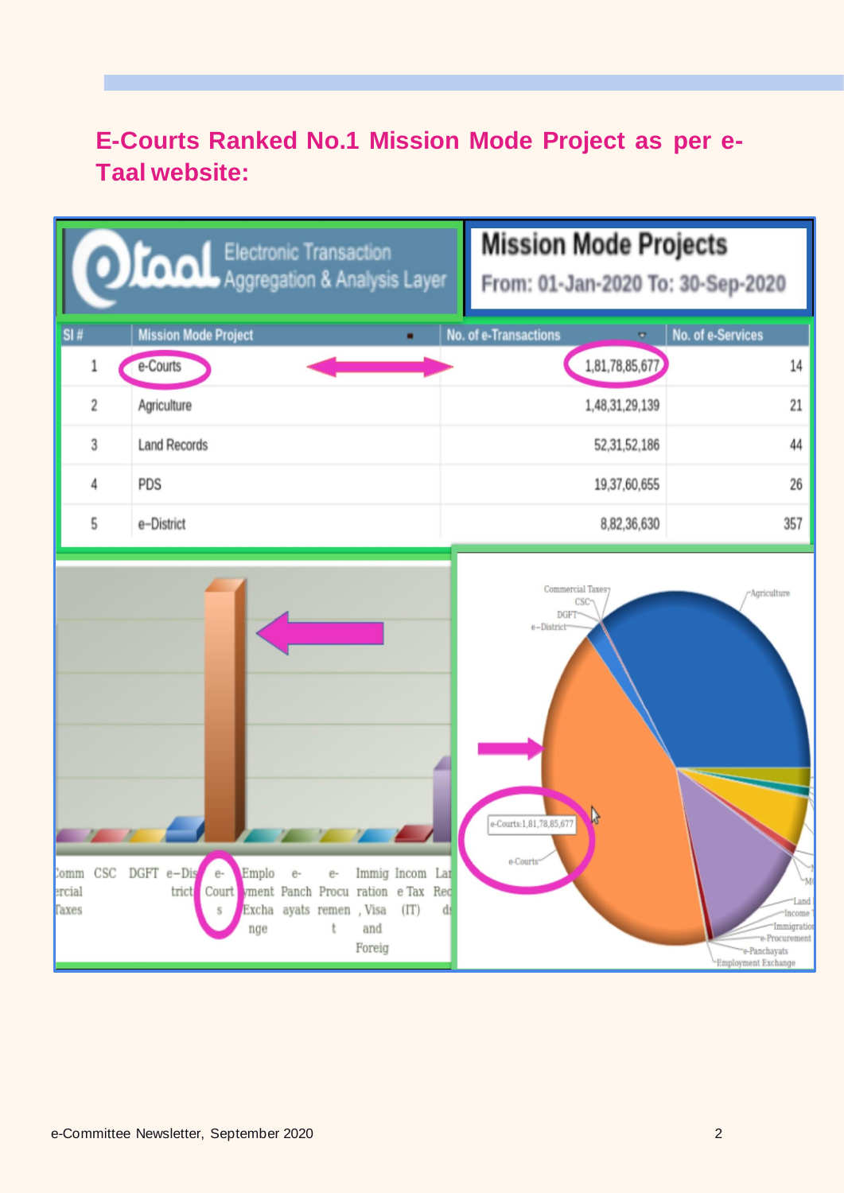## E-Courts Ranked No.1 Mission Mode Project as per e-Taal website:

etaal Electronic Transaction Aggregation & Analysis Layer

**Mission Mode Projects**

From: 01-Jan-2020 To: 30-Sep-2020

| Sl # | Mission Mode Project | No. of e-Transactions | No. of e-Services |
|---|---|---|---|
| 1 | e-Courts | 1,81,78,85,677 | 14 |
| 2 | Agriculture | 1,48,31,29,139 | 21 |
| 3 | Land Records | 52,31,52,186 | 44 |
| 4 | PDS | 19,37,60,655 | 26 |
| 5 | e-District | 8,82,36,630 | 357 |

Commercial Taxes
CSC
DGFT
e-District
e-Courts
Employment Exchange
e-Panchayats
e-Procurement
Immigration, Visa and Foreig
Income Tax (IT)
Land Records

Agriculture
e-Courts:1,81,78,85,677
Land
Income
Immigration
e-Procurement
e-Panchayats
Employment Exchange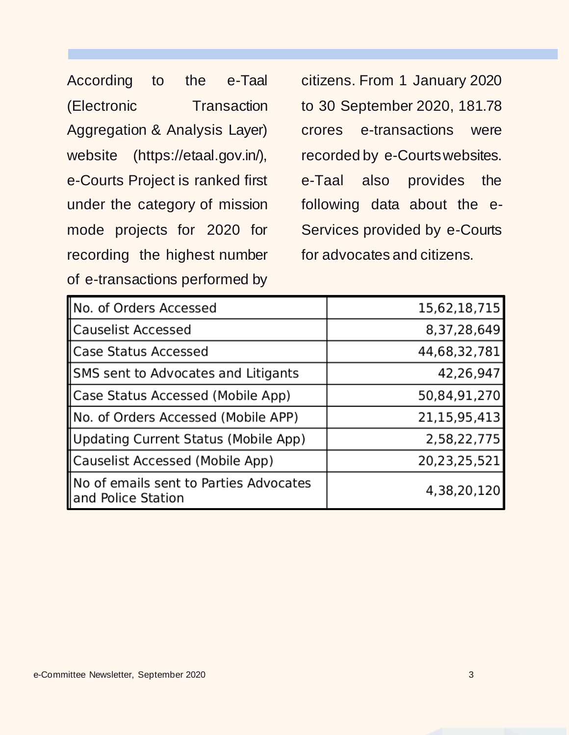According to the e-Taal (Electronic Transaction Aggregation & Analysis Layer) website (https://etaal.gov.in/), e-Courts Project is ranked first under the category of mission mode projects for 2020 for recording the highest number of e-transactions performed by citizens. From 1 January 2020 to 30 September 2020, 181.78 crores e-transactions were recorded by e-Courts websites. e-Taal also provides the following data about the e-Services provided by e-Courts for advocates and citizens.

| | |
|---|---|
| No. of Orders Accessed | 15,62,18,715 |
| Causelist Accessed | 8,37,28,649 |
| Case Status Accessed | 44,68,32,781 |
| SMS sent to Advocates and Litigants | 42,26,947 |
| Case Status Accessed (Mobile App) | 50,84,91,270 |
| No. of Orders Accessed (Mobile APP) | 21,15,95,413 |
| Updating Current Status (Mobile App) | 2,58,22,775 |
| Causelist Accessed (Mobile App) | 20,23,25,521 |
| No of emails sent to Parties Advocates and Police Station | 4,38,20,120 |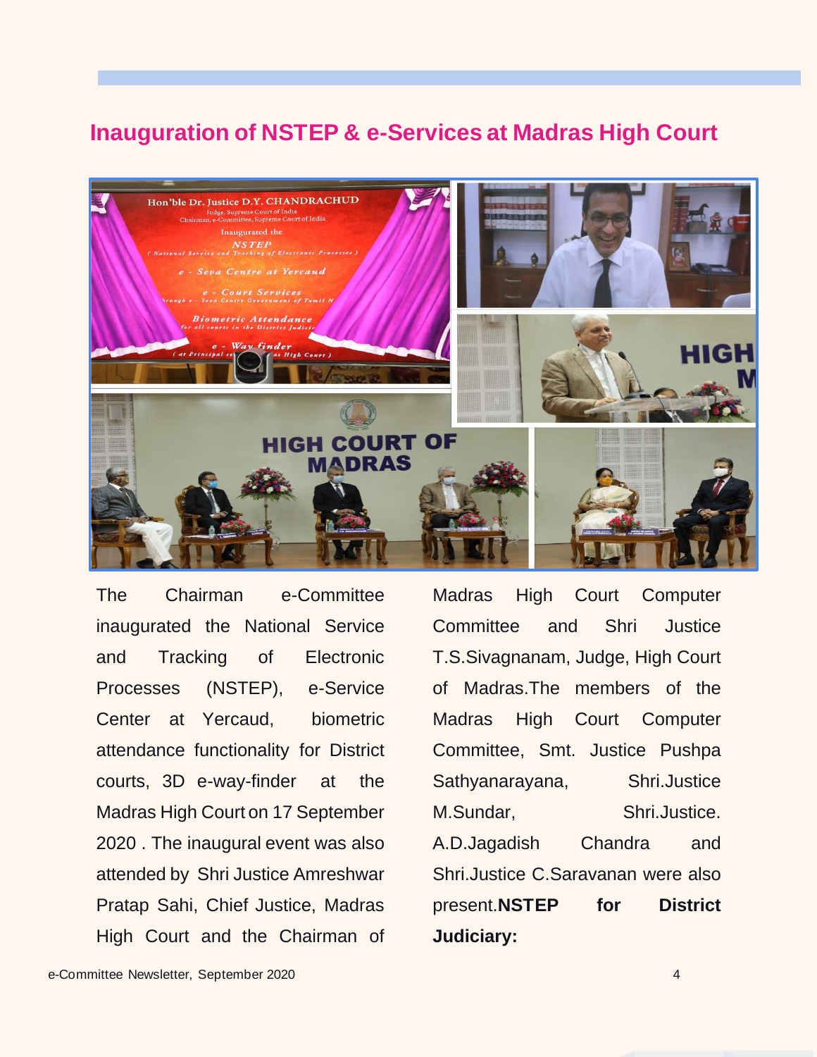# Inauguration of NSTEP & e-Services at Madras High Court

The Chairman e-Committee inaugurated the National Service and Tracking of Electronic Processes (NSTEP), e-Service Center at Yercaud, biometric attendance functionality for District courts, 3D e-way-finder at the Madras High Court on 17 September 2020 . The inaugural event was also attended by Shri Justice Amreshwar Pratap Sahi, Chief Justice, Madras High Court and the Chairman of Madras High Court Computer Committee and Shri Justice T.S.Sivagnanam, Judge, High Court of Madras.The members of the Madras High Court Computer Committee, Smt. Justice Pushpa Sathyanarayana, Shri.Justice M.Sundar, Shri.Justice. A.D.Jagadish Chandra and Shri.Justice C.Saravanan were also present.**NSTEP for District Judiciary:**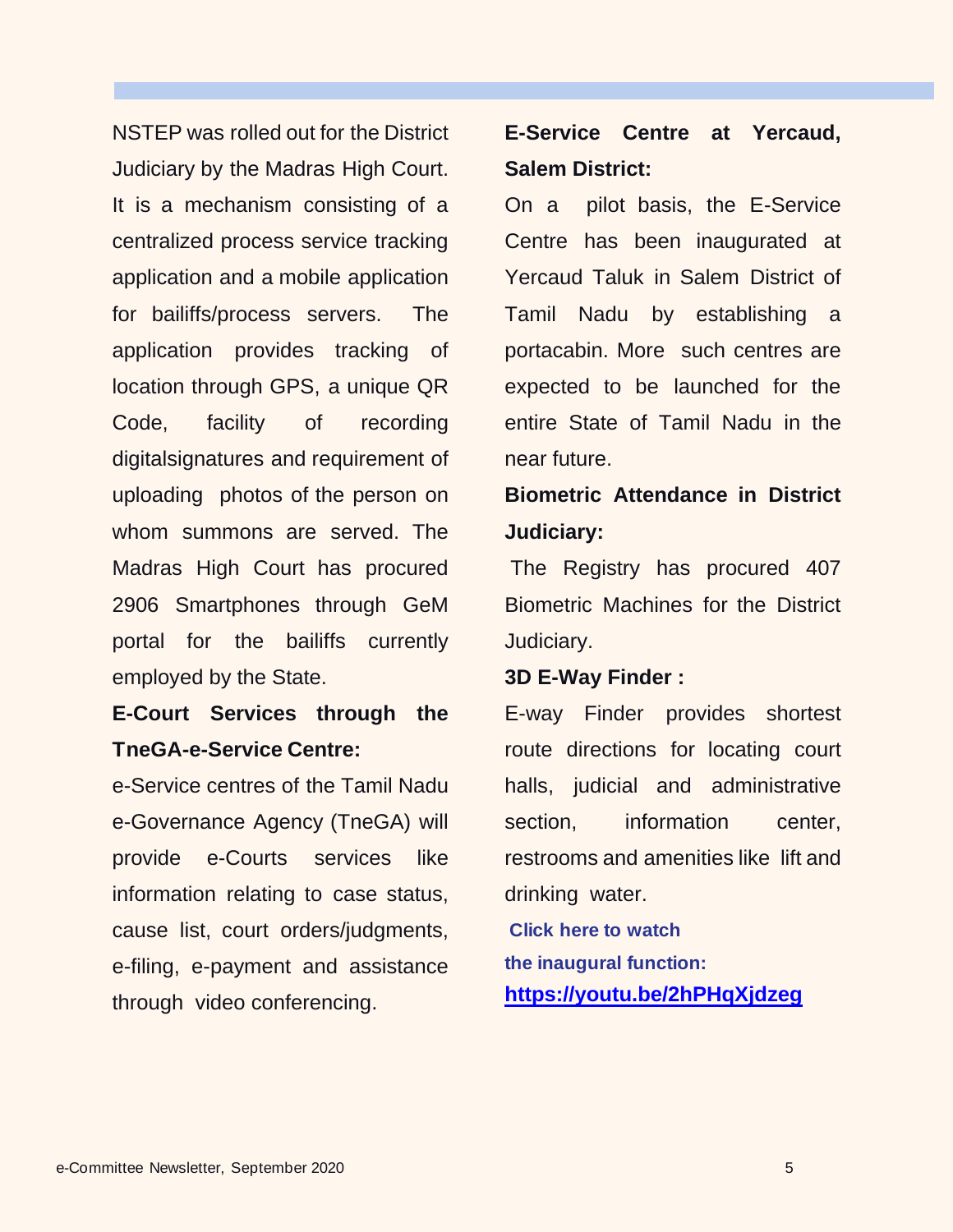NSTEP was rolled out for the District Judiciary by the Madras High Court. It is a mechanism consisting of a centralized process service tracking application and a mobile application for bailiffs/process servers. The application provides tracking of location through GPS, a unique QR Code, facility of recording digitalsignatures and requirement of uploading photos of the person on whom summons are served. The Madras High Court has procured 2906 Smartphones through GeM portal for the bailiffs currently employed by the State.

**E-Court Services through the TneGA-e-Service Centre:**

e-Service centres of the Tamil Nadu e-Governance Agency (TneGA) will provide e-Courts services like information relating to case status, cause list, court orders/judgments, e-filing, e-payment and assistance through video conferencing.

**E-Service Centre at Yercaud, Salem District:**

On a pilot basis, the E-Service Centre has been inaugurated at Yercaud Taluk in Salem District of Tamil Nadu by establishing a portacabin. More such centres are expected to be launched for the entire State of Tamil Nadu in the near future.

**Biometric Attendance in District Judiciary:**

The Registry has procured 407 Biometric Machines for the District Judiciary.

**3D E-Way Finder :**

E-way Finder provides shortest route directions for locating court halls, judicial and administrative section, information center, restrooms and amenities like lift and drinking water.

**Click here to watch the inaugural function:**

**https://youtu.be/2hPHqXjdzeg**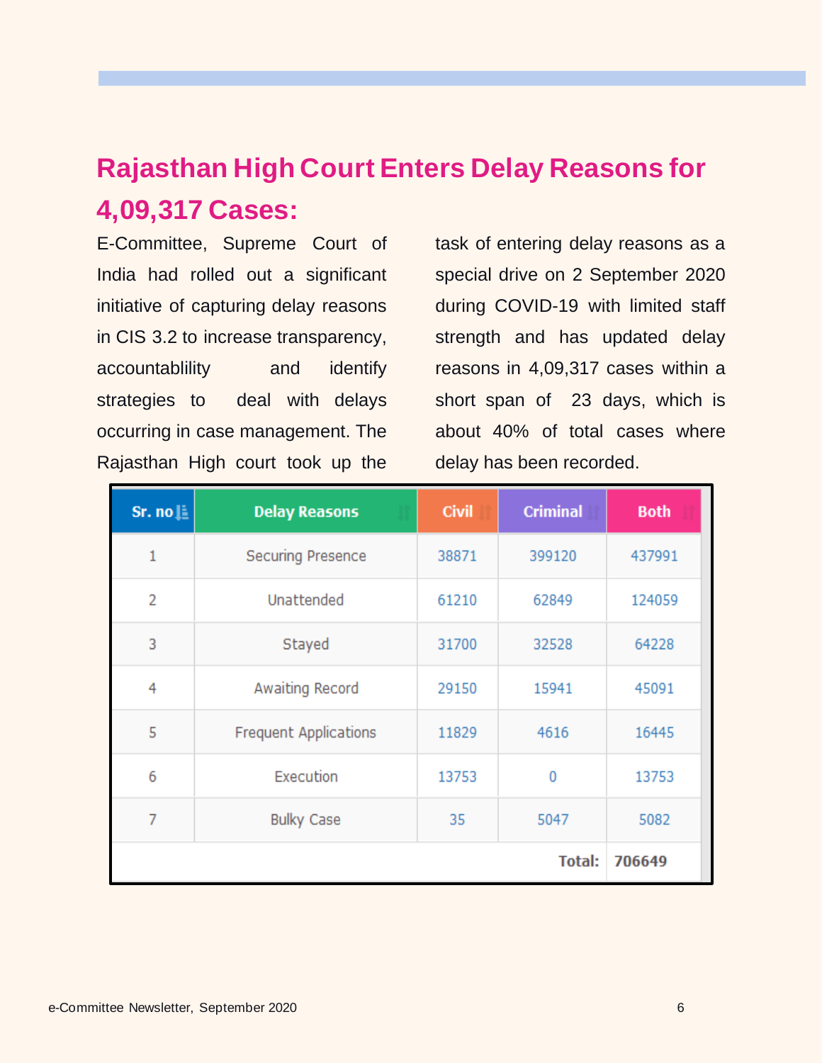## Rajasthan High Court Enters Delay Reasons for 4,09,317 Cases:

E-Committee, Supreme Court of India had rolled out a significant initiative of capturing delay reasons in CIS 3.2 to increase transparency, accountablility and identify strategies to deal with delays occurring in case management. The Rajasthan High court took up the task of entering delay reasons as a special drive on 2 September 2020 during COVID-19 with limited staff strength and has updated delay reasons in 4,09,317 cases within a short span of 23 days, which is about 40% of total cases where delay has been recorded.

| Sr. no | Delay Reasons | Civil | Criminal | Both |
|---|---|---|---|---|
| 1 | Securing Presence | 38871 | 399120 | 437991 |
| 2 | Unattended | 61210 | 62849 | 124059 |
| 3 | Stayed | 31700 | 32528 | 64228 |
| 4 | Awaiting Record | 29150 | 15941 | 45091 |
| 5 | Frequent Applications | 11829 | 4616 | 16445 |
| 6 | Execution | 13753 | 0 | 13753 |
| 7 | Bulky Case | 35 | 5047 | 5082 |
| | | | **Total:** | **706649** |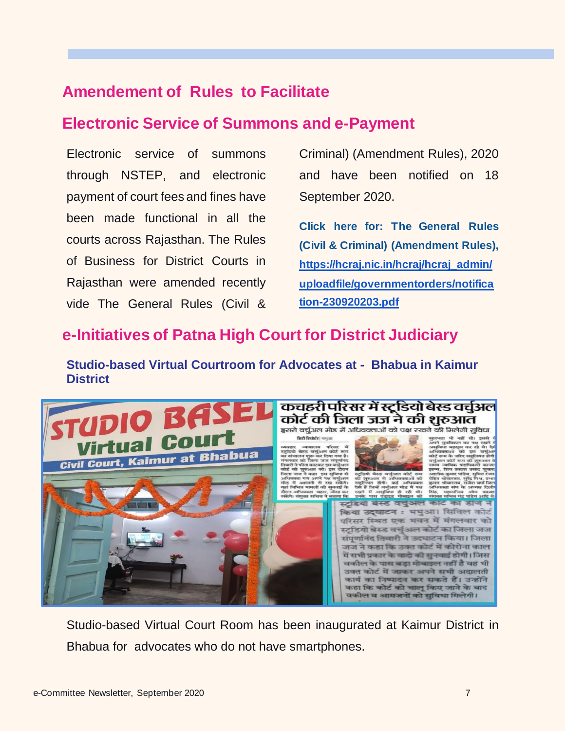## Amendement of Rules to Facilitate Electronic Service of Summons and e-Payment

Electronic service of summons through NSTEP, and electronic payment of court fees and fines have been made functional in all the courts across Rajasthan. The Rules of Business for District Courts in Rajasthan were amended recently vide The General Rules (Civil & Criminal) (Amendment Rules), 2020 and have been notified on 18 September 2020.

**Click here for: The General Rules (Civil & Criminal) (Amendment Rules), [https://hcraj.nic.in/hcraj/hcraj_admin/uploadfile/governmentorders/notification-230920203.pdf](https://hcraj.nic.in/hcraj/hcraj_admin/uploadfile/governmentorders/notification-230920203.pdf)**

## e-Initiatives of Patna High Court for District Judiciary

### Studio-based Virtual Courtroom for Advocates at - Bhabua in Kaimur District

Studio-based Virtual Court Room has been inaugurated at Kaimur District in Bhabua for advocates who do not have smartphones.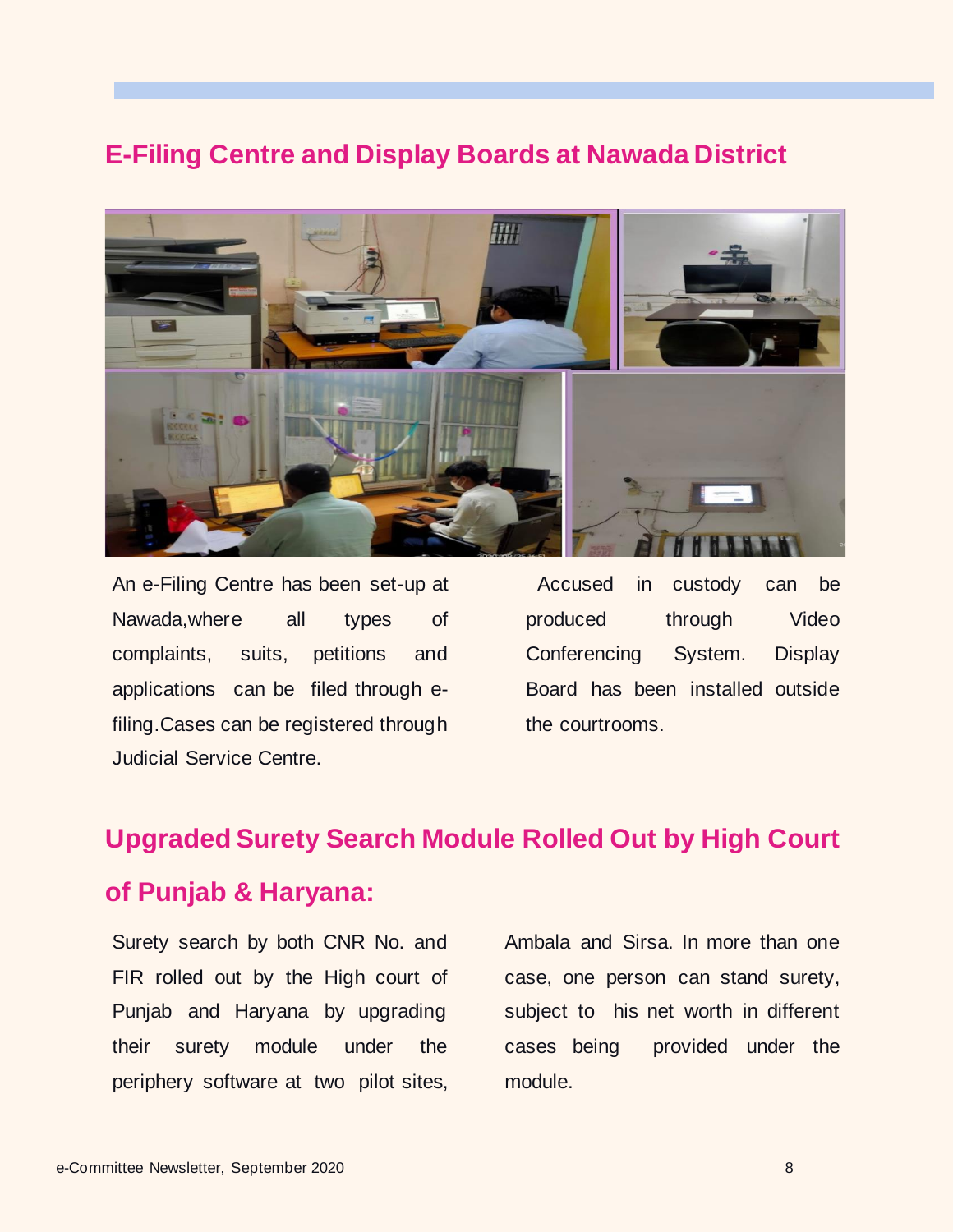## E-Filing Centre and Display Boards at Nawada District

An e-Filing Centre has been set-up at Nawada,where all types of complaints, suits, petitions and applications can be filed through e-filing.Cases can be registered through Judicial Service Centre.

Accused in custody can be produced through Video Conferencing System. Display Board has been installed outside the courtrooms.

## Upgraded Surety Search Module Rolled Out by High Court of Punjab & Haryana:

Surety search by both CNR No. and FIR rolled out by the High court of Punjab and Haryana by upgrading their surety module under the periphery software at two pilot sites, Ambala and Sirsa. In more than one case, one person can stand surety, subject to his net worth in different cases being provided under the module.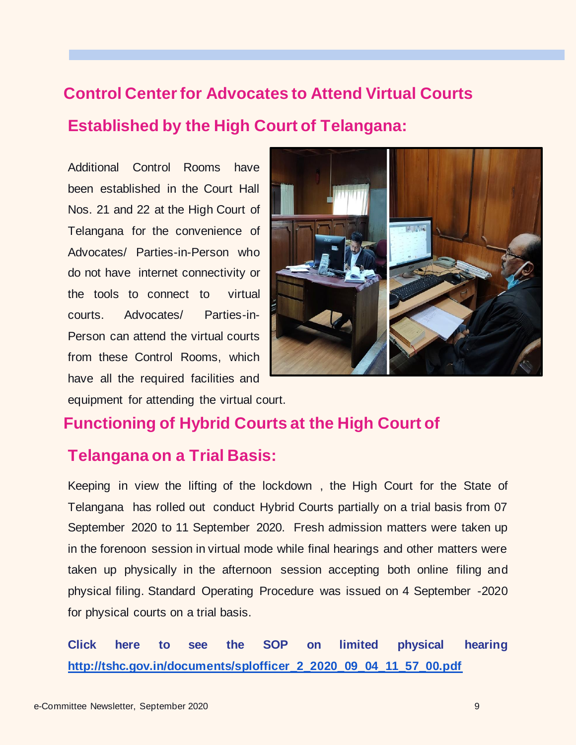## Control Center for Advocates to Attend Virtual Courts Established by the High Court of Telangana:

Additional Control Rooms have been established in the Court Hall Nos. 21 and 22 at the High Court of Telangana for the convenience of Advocates/ Parties-in-Person who do not have internet connectivity or the tools to connect to virtual courts. Advocates/ Parties-in-Person can attend the virtual courts from these Control Rooms, which have all the required facilities and equipment for attending the virtual court.

## Functioning of Hybrid Courts at the High Court of Telangana on a Trial Basis:

Keeping in view the lifting of the lockdown , the High Court for the State of Telangana has rolled out conduct Hybrid Courts partially on a trial basis from 07 September 2020 to 11 September 2020. Fresh admission matters were taken up in the forenoon session in virtual mode while final hearings and other matters were taken up physically in the afternoon session accepting both online filing and physical filing. Standard Operating Procedure was issued on 4 September -2020 for physical courts on a trial basis.

**Click here to see the SOP on limited physical hearing [http://tshc.gov.in/documents/splofficer_2_2020_09_04_11_57_00.pdf](http://tshc.gov.in/documents/splofficer_2_2020_09_04_11_57_00.pdf)**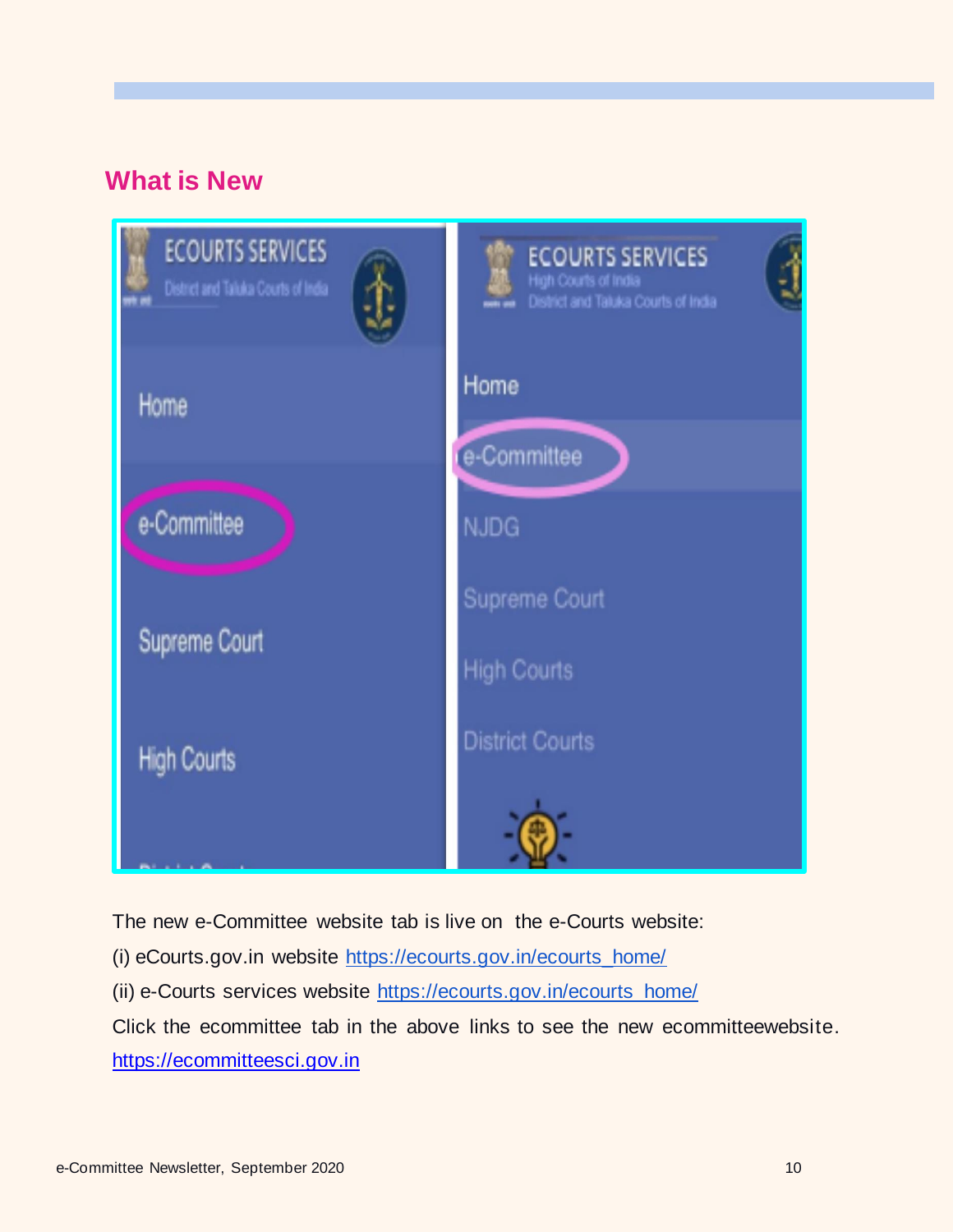## What is New

The new e-Committee website tab is live on the e-Courts website:

(i) eCourts.gov.in website https://ecourts.gov.in/ecourts_home/

(ii) e-Courts services website https://ecourts.gov.in/ecourts_home/

Click the ecommittee tab in the above links to see the new ecommitteewebsite. https://ecommitteesci.gov.in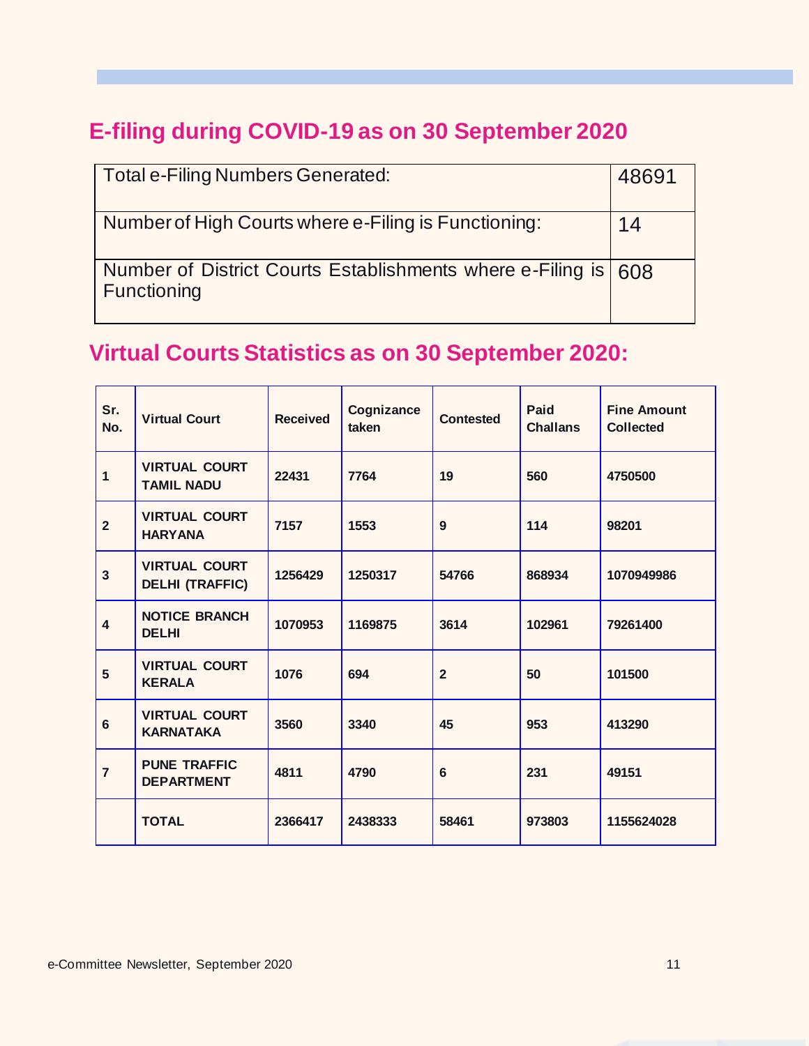## E-filing during COVID-19 as on 30 September 2020

| | |
|---|---|
| Total e-Filing Numbers Generated: | 48691 |
| Number of High Courts where e-Filing is Functioning: | 14 |
| Number of District Courts Establishments where e-Filing is Functioning | 608 |

## Virtual Courts Statistics as on 30 September 2020:

| Sr. No. | Virtual Court | Received | Cognizance taken | Contested | Paid Challans | Fine Amount Collected |
|---|---|---|---|---|---|---|
| 1 | VIRTUAL COURT TAMIL NADU | 22431 | 7764 | 19 | 560 | 4750500 |
| 2 | VIRTUAL COURT HARYANA | 7157 | 1553 | 9 | 114 | 98201 |
| 3 | VIRTUAL COURT DELHI (TRAFFIC) | 1256429 | 1250317 | 54766 | 868934 | 1070949986 |
| 4 | NOTICE BRANCH DELHI | 1070953 | 1169875 | 3614 | 102961 | 79261400 |
| 5 | VIRTUAL COURT KERALA | 1076 | 694 | 2 | 50 | 101500 |
| 6 | VIRTUAL COURT KARNATAKA | 3560 | 3340 | 45 | 953 | 413290 |
| 7 | PUNE TRAFFIC DEPARTMENT | 4811 | 4790 | 6 | 231 | 49151 |
| | TOTAL | 2366417 | 2438333 | 58461 | 973803 | 1155624028 |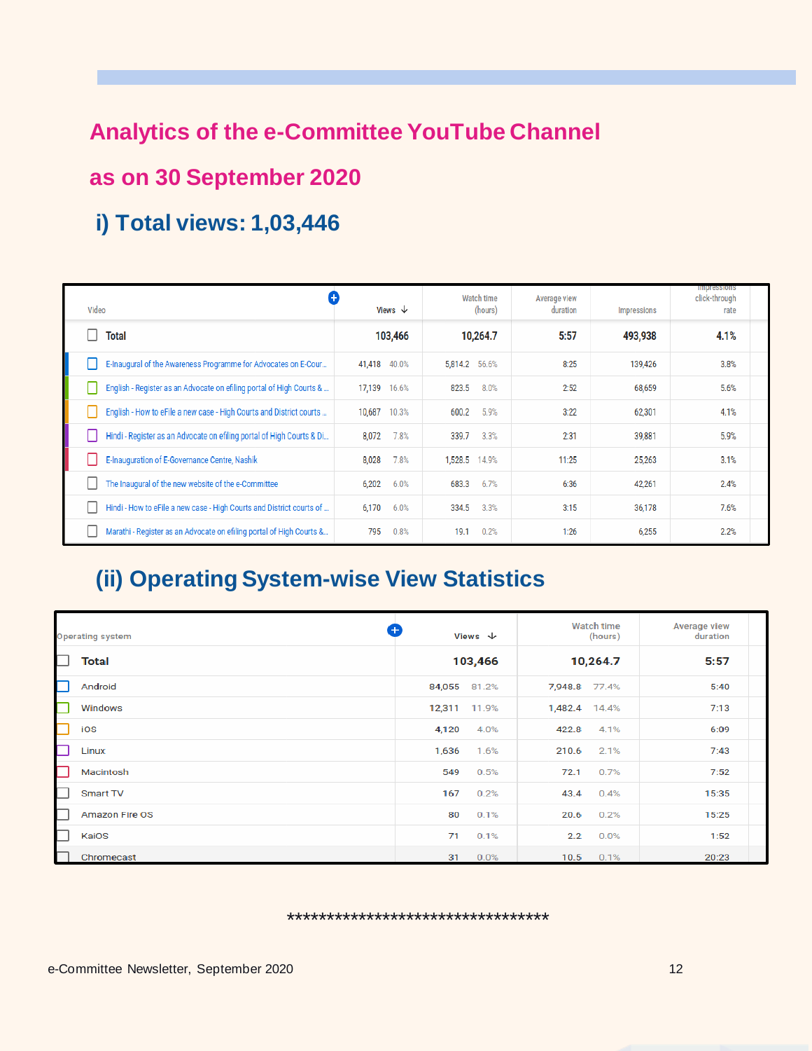## Analytics of the e-Committee YouTube Channel

## as on 30 September 2020

### i) Total views: 1,03,446

| Video | Views | | Watch time (hours) | | Average view duration | Impressions | Impressions click-through rate |
|---|---|---|---|---|---|---|---|
| Total | 103,466 | | 10,264.7 | | 5:57 | 493,938 | 4.1% |
| E-Inaugural of the Awareness Programme for Advocates on E-Cour... | 41,418 | 40.0% | 5,814.2 | 56.6% | 8:25 | 139,426 | 3.8% |
| English - Register as an Advocate on efiling portal of High Courts & ... | 17,139 | 16.6% | 823.5 | 8.0% | 2:52 | 68,659 | 5.6% |
| English - How to eFile a new case - High Courts and District courts ... | 10,687 | 10.3% | 600.2 | 5.9% | 3:22 | 62,301 | 4.1% |
| Hindi - Register as an Advocate on efiling portal of High Courts & Di... | 8,072 | 7.8% | 339.7 | 3.3% | 2:31 | 39,881 | 5.9% |
| E-Inauguration of E-Governance Centre, Nashik | 8,028 | 7.8% | 1,528.5 | 14.9% | 11:25 | 25,263 | 3.1% |
| The Inaugural of the new website of the e-Committee | 6,202 | 6.0% | 683.3 | 6.7% | 6:36 | 42,261 | 2.4% |
| Hindi - How to eFile a new case - High Courts and District courts of ... | 6,170 | 6.0% | 334.5 | 3.3% | 3:15 | 36,178 | 7.6% |
| Marathi - Register as an Advocate on efiling portal of High Courts &... | 795 | 0.8% | 19.1 | 0.2% | 1:26 | 6,255 | 2.2% |

### (ii) Operating System-wise View Statistics

| Operating system | Views | | Watch time (hours) | | Average view duration |
|---|---|---|---|---|---|
| Total | 103,466 | | 10,264.7 | | 5:57 |
| Android | 84,055 | 81.2% | 7,948.8 | 77.4% | 5:40 |
| Windows | 12,311 | 11.9% | 1,482.4 | 14.4% | 7:13 |
| iOS | 4,120 | 4.0% | 422.8 | 4.1% | 6:09 |
| Linux | 1,636 | 1.6% | 210.6 | 2.1% | 7:43 |
| Macintosh | 549 | 0.5% | 72.1 | 0.7% | 7:52 |
| Smart TV | 167 | 0.2% | 43.4 | 0.4% | 15:35 |
| Amazon Fire OS | 80 | 0.1% | 20.6 | 0.2% | 15:25 |
| KaiOS | 71 | 0.1% | 2.2 | 0.0% | 1:52 |
| Chromecast | 31 | 0.0% | 10.5 | 0.1% | 20:23 |

**********************************